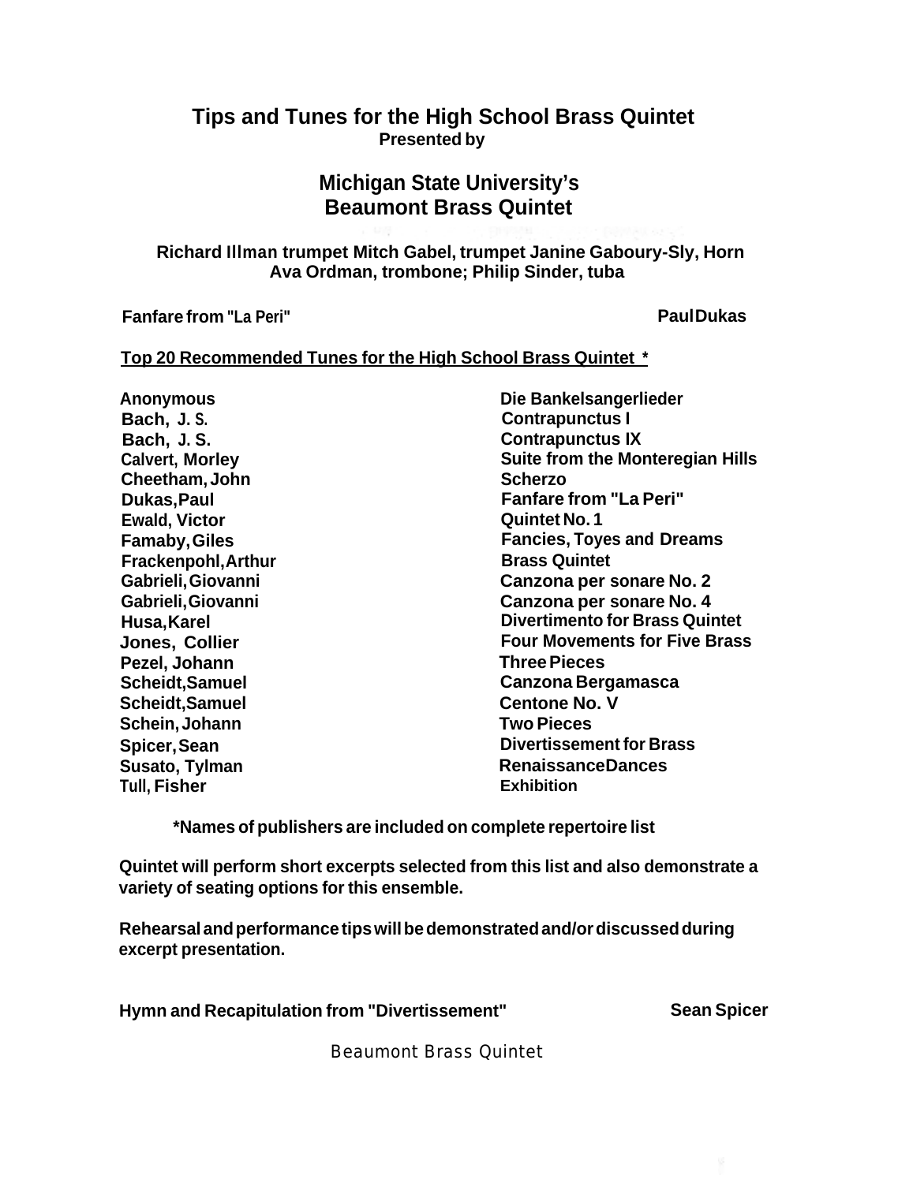# Tips and Tunes for the High School Brass Quintet

**Presented by**

## Michigan State University's Beaumont Brass Quintet

**Richard Illman trumpet Mitch Gabel, trumpet Janine Gaboury-Sly, Horn Ava Ordman, trombone; Philip Sinder, tuba**

**Fanfare from "La Peri"** **Paul Dukas**

**<u>Top 20 Recommended Tunes for the High School Brass Quintet *</u>**

| Composer | Title |
|---|---|
| Anonymous | Die Bankelsangerlieder |
| Bach, J. S. | Contrapunctus I |
| Bach, J. S. | Contrapunctus IX |
| Calvert, Morley | Suite from the Monteregian Hills |
| Cheetham, John | Scherzo |
| Dukas, Paul | Fanfare from "La Peri" |
| Ewald, Victor | Quintet No. 1 |
| Famaby, Giles | Fancies, Toyes and Dreams |
| Frackenpohl, Arthur | Brass Quintet |
| Gabrieli, Giovanni | Canzona per sonare No. 2 |
| Gabrieli, Giovanni | Canzona per sonare No. 4 |
| Husa, Karel | Divertimento for Brass Quintet |
| Jones, Collier | Four Movements for Five Brass |
| Pezel, Johann | Three Pieces |
| Scheidt, Samuel | Canzona Bergamasca |
| Scheidt, Samuel | Centone No. V |
| Schein, Johann | Two Pieces |
| Spicer, Sean | Divertissement for Brass |
| Susato, Tylman | Renaissance Dances |
| Tull, Fisher | Exhibition |

**\*Names of publishers are included on complete repertoire list**

**Quintet will perform short excerpts selected from this list and also demonstrate a variety of seating options for this ensemble.**

**Rehearsal and performance tips will be demonstrated and/or discussed during excerpt presentation.**

**Hymn and Recapitulation from "Divertissement"** **Sean Spicer**

Beaumont Brass Quintet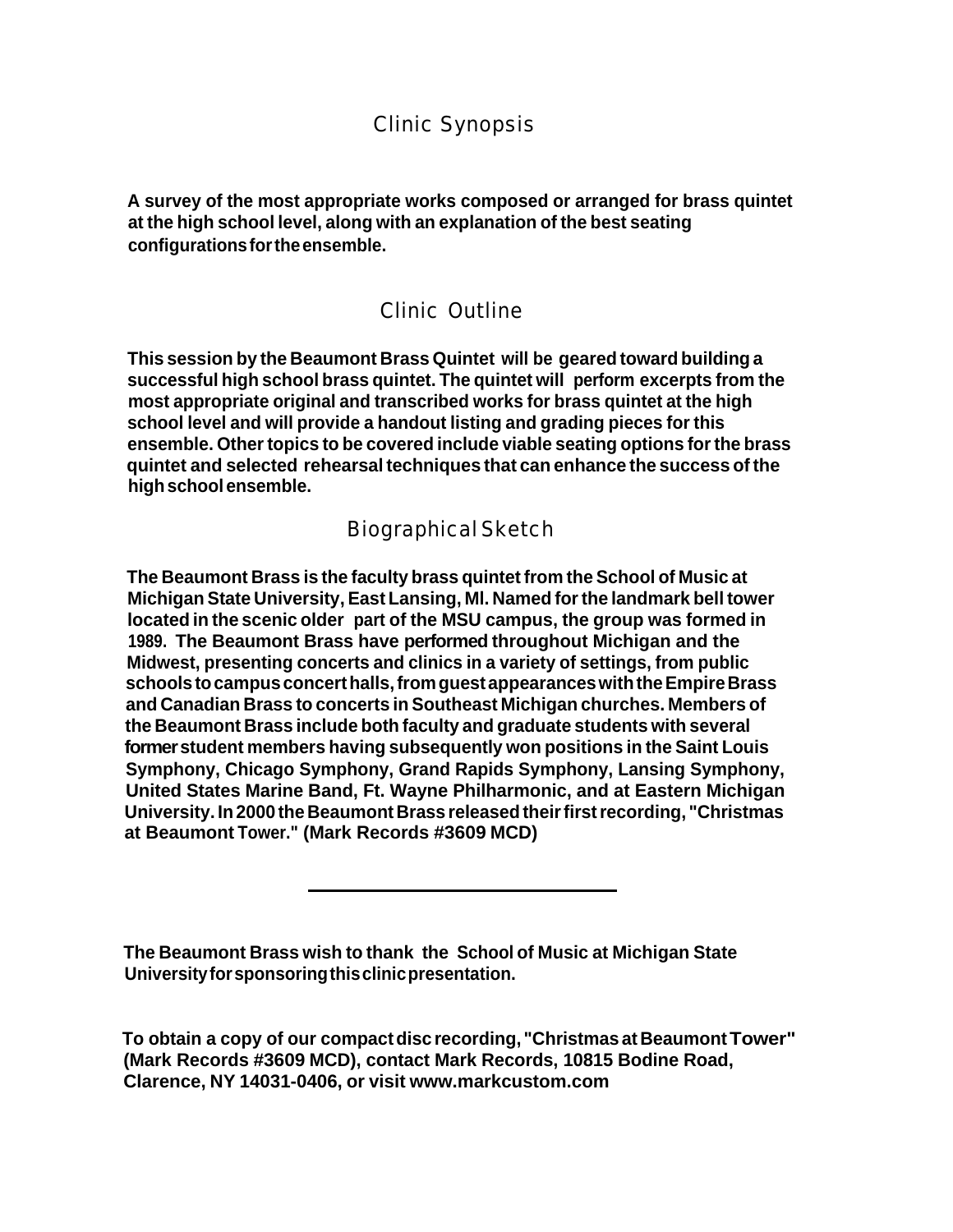## Clinic Synopsis

**A survey of the most appropriate works composed or arranged for brass quintet at the high school level, along with an explanation of the best seating configurations for the ensemble.**

## Clinic Outline

**This session by the Beaumont Brass Quintet will be geared toward building a successful high school brass quintet. The quintet will perform excerpts from the most appropriate original and transcribed works for brass quintet at the high school level and will provide a handout listing and grading pieces for this ensemble. Other topics to be covered include viable seating options for the brass quintet and selected rehearsal techniques that can enhance the success of the high school ensemble.**

## Biographical Sketch

**The Beaumont Brass is the faculty brass quintet from the School of Music at Michigan State University, East Lansing, MI. Named for the landmark bell tower located in the scenic older part of the MSU campus, the group was formed in 1989. The Beaumont Brass have performed throughout Michigan and the Midwest, presenting concerts and clinics in a variety of settings, from public schools to campus concert halls, from guest appearances with the Empire Brass and Canadian Brass to concerts in Southeast Michigan churches. Members of the Beaumont Brass include both faculty and graduate students with several former student members having subsequently won positions in the Saint Louis Symphony, Chicago Symphony, Grand Rapids Symphony, Lansing Symphony, United States Marine Band, Ft. Wayne Philharmonic, and at Eastern Michigan University. In 2000 the Beaumont Brass released their first recording, "Christmas at Beaumont Tower." (Mark Records #3609 MCD)**

---

**The Beaumont Brass wish to thank the School of Music at Michigan State University for sponsoring this clinic presentation.**

**To obtain a copy of our compact disc recording, "Christmas at Beaumont Tower" (Mark Records #3609 MCD), contact Mark Records, 10815 Bodine Road, Clarence, NY 14031-0406, or visit www.markcustom.com**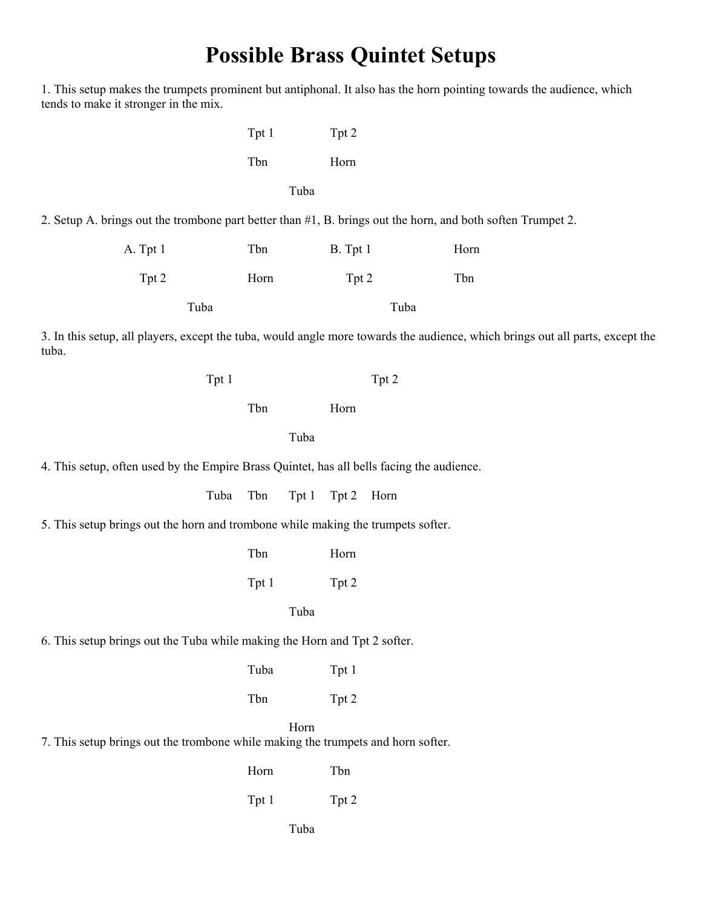# Possible Brass Quintet Setups

1. This setup makes the trumpets prominent but antiphonal. It also has the horn pointing towards the audience, which tends to make it stronger in the mix.

```
          Tpt 1        Tpt 2

          Tbn          Horn

                Tuba
```

2. Setup A. brings out the trombone part better than #1, B. brings out the horn, and both soften Trumpet 2.

```
A. Tpt 1          Tbn          B. Tpt 1          Horn

   Tpt 2          Horn            Tpt 2          Tbn

          Tuba                           Tuba
```

3. In this setup, all players, except the tuba, would angle more towards the audience, which brings out all parts, except the tuba.

```
     Tpt 1                          Tpt 2

               Tbn          Horn

                     Tuba
```

4. This setup, often used by the Empire Brass Quintet, has all bells facing the audience.

```
Tuba     Tbn     Tpt 1     Tpt 2     Horn
```

5. This setup brings out the horn and trombone while making the trumpets softer.

```
          Tbn          Horn

          Tpt 1        Tpt 2

                Tuba
```

6. This setup brings out the Tuba while making the Horn and Tpt 2 softer.

```
          Tuba         Tpt 1

          Tbn          Tpt 2

                Horn
```

7. This setup brings out the trombone while making the trumpets and horn softer.

```
          Horn         Tbn

          Tpt 1        Tpt 2

                Tuba
```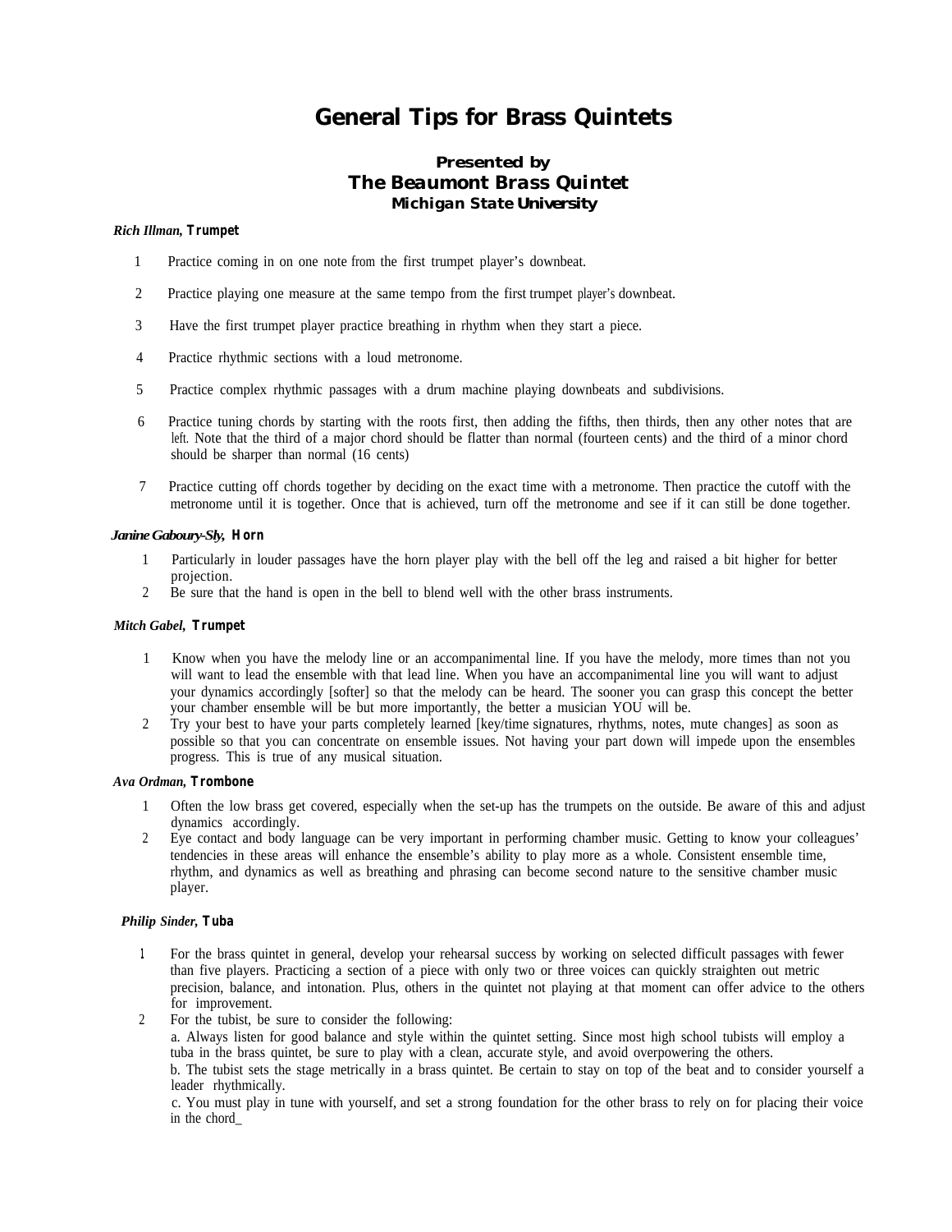# General Tips for Brass Quintets

### Presented by
### The Beaumont Brass Quintet
#### Michigan State University

***Rich Illman,* Trumpet**

1. Practice coming in on one note from the first trumpet player's downbeat.
2. Practice playing one measure at the same tempo from the first trumpet player's downbeat.
3. Have the first trumpet player practice breathing in rhythm when they start a piece.
4. Practice rhythmic sections with a loud metronome.
5. Practice complex rhythmic passages with a drum machine playing downbeats and subdivisions.
6. Practice tuning chords by starting with the roots first, then adding the fifths, then thirds, then any other notes that are left. Note that the third of a major chord should be flatter than normal (fourteen cents) and the third of a minor chord should be sharper than normal (16 cents)
7. Practice cutting off chords together by deciding on the exact time with a metronome. Then practice the cutoff with the metronome until it is together. Once that is achieved, turn off the metronome and see if it can still be done together.

***Janine Gaboury-Sly,* Horn**

1. Particularly in louder passages have the horn player play with the bell off the leg and raised a bit higher for better projection.
2. Be sure that the hand is open in the bell to blend well with the other brass instruments.

***Mitch Gabel,* Trumpet**

1. Know when you have the melody line or an accompanimental line. If you have the melody, more times than not you will want to lead the ensemble with that lead line. When you have an accompanimental line you will want to adjust your dynamics accordingly [softer] so that the melody can be heard. The sooner you can grasp this concept the better your chamber ensemble will be but more importantly, the better a musician YOU will be.
2. Try your best to have your parts completely learned [key/time signatures, rhythms, notes, mute changes] as soon as possible so that you can concentrate on ensemble issues. Not having your part down will impede upon the ensembles progress. This is true of any musical situation.

***Ava Ordman,* Trombone**

1. Often the low brass get covered, especially when the set-up has the trumpets on the outside. Be aware of this and adjust dynamics accordingly.
2. Eye contact and body language can be very important in performing chamber music. Getting to know your colleagues' tendencies in these areas will enhance the ensemble's ability to play more as a whole. Consistent ensemble time, rhythm, and dynamics as well as breathing and phrasing can become second nature to the sensitive chamber music player.

***Philip Sinder,* Tuba**

1. For the brass quintet in general, develop your rehearsal success by working on selected difficult passages with fewer than five players. Practicing a section of a piece with only two or three voices can quickly straighten out metric precision, balance, and intonation. Plus, others in the quintet not playing at that moment can offer advice to the others for improvement.
2. For the tubist, be sure to consider the following:
   a. Always listen for good balance and style within the quintet setting. Since most high school tubists will employ a tuba in the brass quintet, be sure to play with a clean, accurate style, and avoid overpowering the others.
   b. The tubist sets the stage metrically in a brass quintet. Be certain to stay on top of the beat and to consider yourself a leader rhythmically.
   c. You must play in tune with yourself, and set a strong foundation for the other brass to rely on for placing their voice in the chord_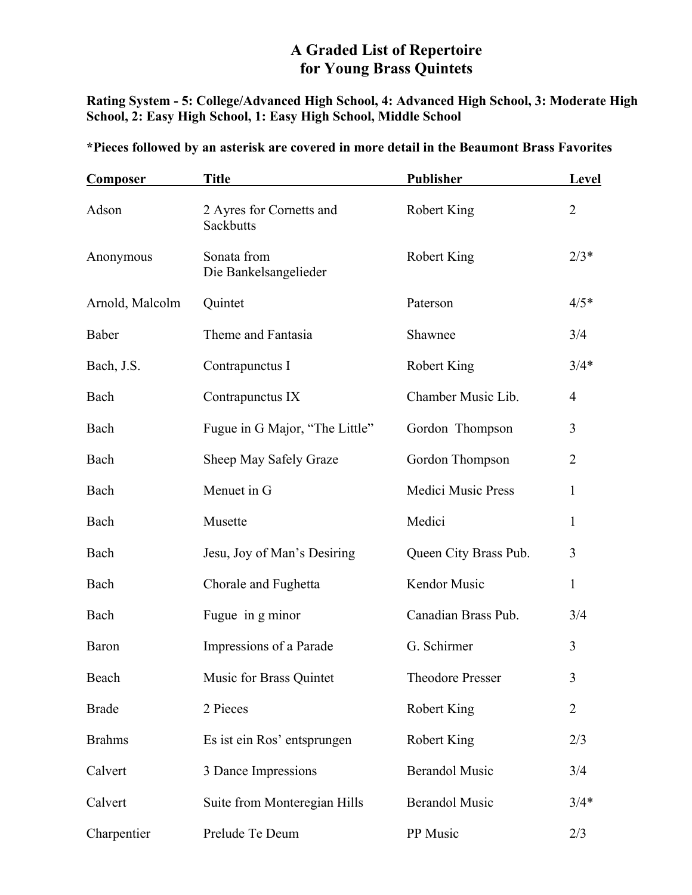# A Graded List of Repertoire for Young Brass Quintets

**Rating System - 5: College/Advanced High School, 4: Advanced High School, 3: Moderate High School, 2: Easy High School, 1: Easy High School, Middle School**

**\*Pieces followed by an asterisk are covered in more detail in the Beaumont Brass Favorites**

| Composer | Title | Publisher | Level |
|---|---|---|---|
| Adson | 2 Ayres for Cornetts and Sackbutts | Robert King | 2 |
| Anonymous | Sonata from Die Bankelsangelieder | Robert King | 2/3* |
| Arnold, Malcolm | Quintet | Paterson | 4/5* |
| Baber | Theme and Fantasia | Shawnee | 3/4 |
| Bach, J.S. | Contrapunctus I | Robert King | 3/4* |
| Bach | Contrapunctus IX | Chamber Music Lib. | 4 |
| Bach | Fugue in G Major, "The Little" | Gordon Thompson | 3 |
| Bach | Sheep May Safely Graze | Gordon Thompson | 2 |
| Bach | Menuet in G | Medici Music Press | 1 |
| Bach | Musette | Medici | 1 |
| Bach | Jesu, Joy of Man's Desiring | Queen City Brass Pub. | 3 |
| Bach | Chorale and Fughetta | Kendor Music | 1 |
| Bach | Fugue in g minor | Canadian Brass Pub. | 3/4 |
| Baron | Impressions of a Parade | G. Schirmer | 3 |
| Beach | Music for Brass Quintet | Theodore Presser | 3 |
| Brade | 2 Pieces | Robert King | 2 |
| Brahms | Es ist ein Ros' entsprungen | Robert King | 2/3 |
| Calvert | 3 Dance Impressions | Berandol Music | 3/4 |
| Calvert | Suite from Monteregian Hills | Berandol Music | 3/4* |
| Charpentier | Prelude Te Deum | PP Music | 2/3 |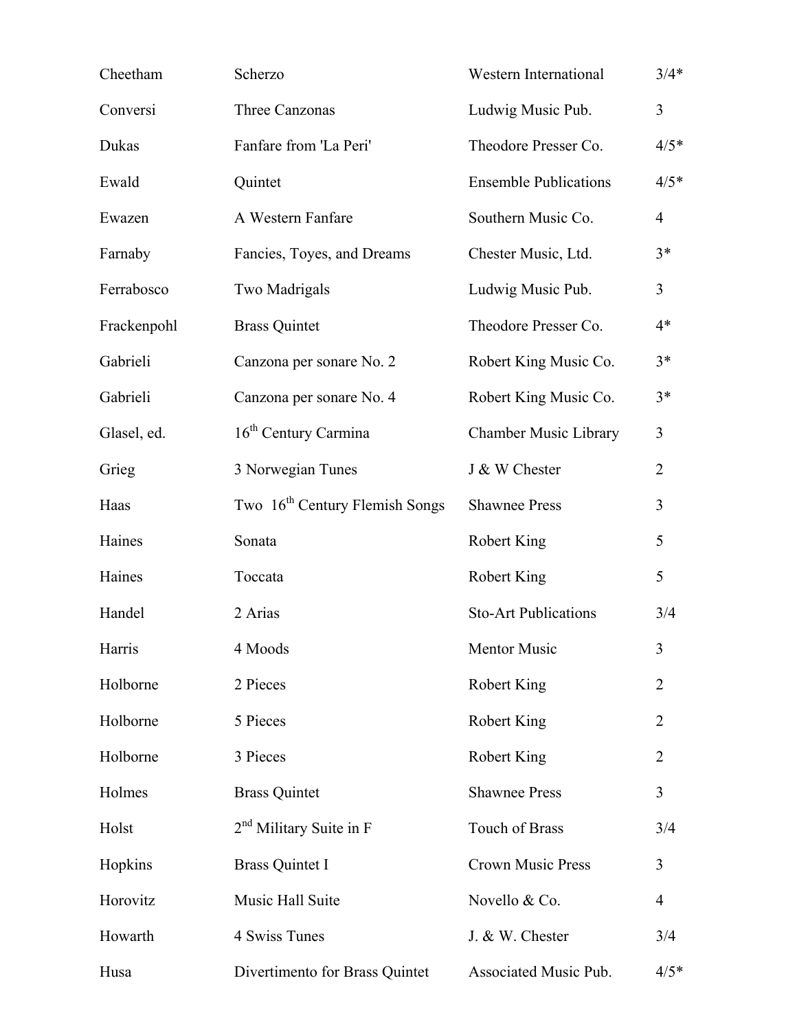| | | | |
|---|---|---|---|
| Cheetham | Scherzo | Western International | 3/4* |
| Conversi | Three Canzonas | Ludwig Music Pub. | 3 |
| Dukas | Fanfare from 'La Peri' | Theodore Presser Co. | 4/5* |
| Ewald | Quintet | Ensemble Publications | 4/5* |
| Ewazen | A Western Fanfare | Southern Music Co. | 4 |
| Farnaby | Fancies, Toyes, and Dreams | Chester Music, Ltd. | 3* |
| Ferrabosco | Two Madrigals | Ludwig Music Pub. | 3 |
| Frackenpohl | Brass Quintet | Theodore Presser Co. | 4* |
| Gabrieli | Canzona per sonare No. 2 | Robert King Music Co. | 3* |
| Gabrieli | Canzona per sonare No. 4 | Robert King Music Co. | 3* |
| Glasel, ed. | 16th Century Carmina | Chamber Music Library | 3 |
| Grieg | 3 Norwegian Tunes | J & W Chester | 2 |
| Haas | Two 16th Century Flemish Songs | Shawnee Press | 3 |
| Haines | Sonata | Robert King | 5 |
| Haines | Toccata | Robert King | 5 |
| Handel | 2 Arias | Sto-Art Publications | 3/4 |
| Harris | 4 Moods | Mentor Music | 3 |
| Holborne | 2 Pieces | Robert King | 2 |
| Holborne | 5 Pieces | Robert King | 2 |
| Holborne | 3 Pieces | Robert King | 2 |
| Holmes | Brass Quintet | Shawnee Press | 3 |
| Holst | 2nd Military Suite in F | Touch of Brass | 3/4 |
| Hopkins | Brass Quintet I | Crown Music Press | 3 |
| Horovitz | Music Hall Suite | Novello & Co. | 4 |
| Howarth | 4 Swiss Tunes | J. & W. Chester | 3/4 |
| Husa | Divertimento for Brass Quintet | Associated Music Pub. | 4/5* |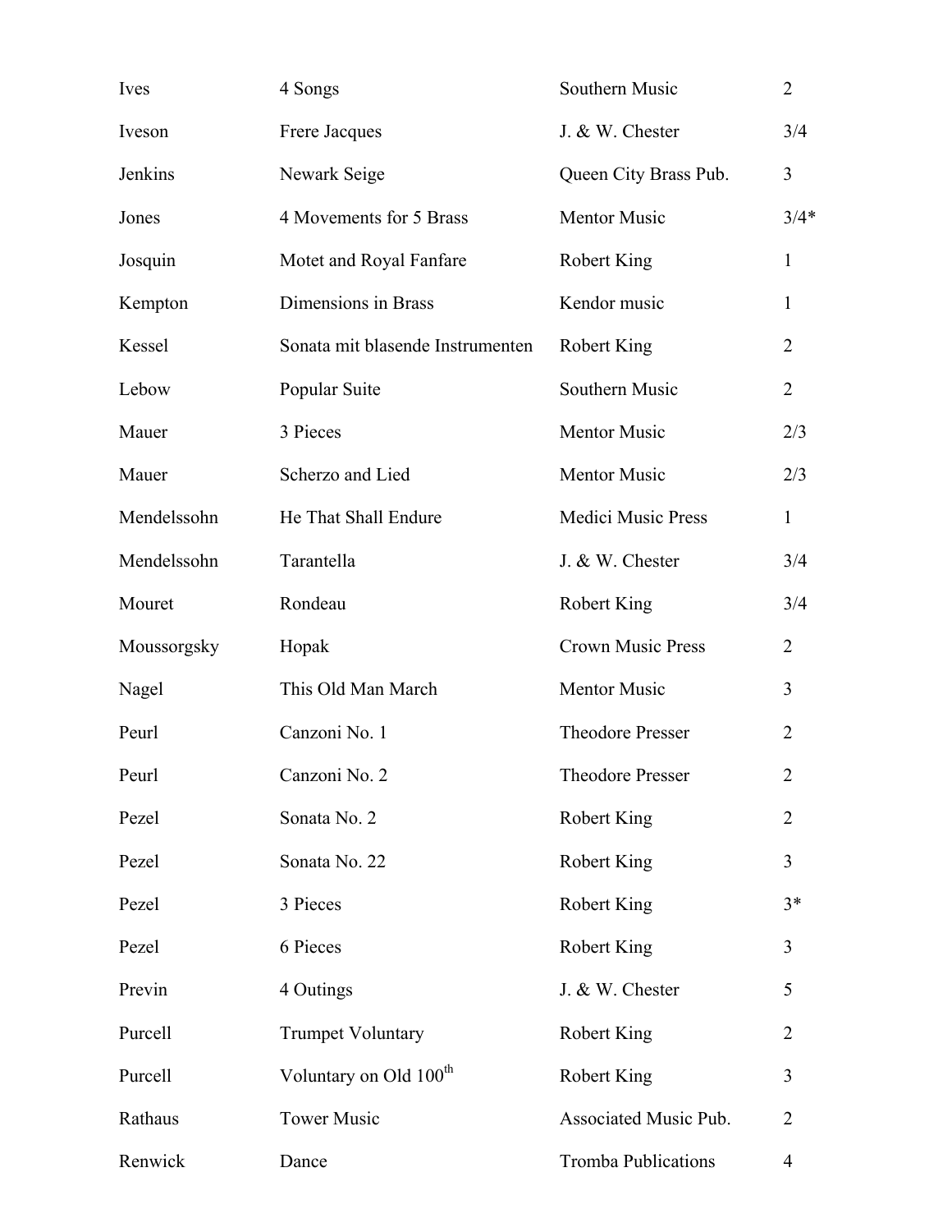| | | | |
|---|---|---|---|
| Ives | 4 Songs | Southern Music | 2 |
| Iveson | Frere Jacques | J. & W. Chester | 3/4 |
| Jenkins | Newark Seige | Queen City Brass Pub. | 3 |
| Jones | 4 Movements for 5 Brass | Mentor Music | 3/4* |
| Josquin | Motet and Royal Fanfare | Robert King | 1 |
| Kempton | Dimensions in Brass | Kendor music | 1 |
| Kessel | Sonata mit blasende Instrumenten | Robert King | 2 |
| Lebow | Popular Suite | Southern Music | 2 |
| Mauer | 3 Pieces | Mentor Music | 2/3 |
| Mauer | Scherzo and Lied | Mentor Music | 2/3 |
| Mendelssohn | He That Shall Endure | Medici Music Press | 1 |
| Mendelssohn | Tarantella | J. & W. Chester | 3/4 |
| Mouret | Rondeau | Robert King | 3/4 |
| Moussorgsky | Hopak | Crown Music Press | 2 |
| Nagel | This Old Man March | Mentor Music | 3 |
| Peurl | Canzoni No. 1 | Theodore Presser | 2 |
| Peurl | Canzoni No. 2 | Theodore Presser | 2 |
| Pezel | Sonata No. 2 | Robert King | 2 |
| Pezel | Sonata No. 22 | Robert King | 3 |
| Pezel | 3 Pieces | Robert King | 3* |
| Pezel | 6 Pieces | Robert King | 3 |
| Previn | 4 Outings | J. & W. Chester | 5 |
| Purcell | Trumpet Voluntary | Robert King | 2 |
| Purcell | Voluntary on Old 100th | Robert King | 3 |
| Rathaus | Tower Music | Associated Music Pub. | 2 |
| Renwick | Dance | Tromba Publications | 4 |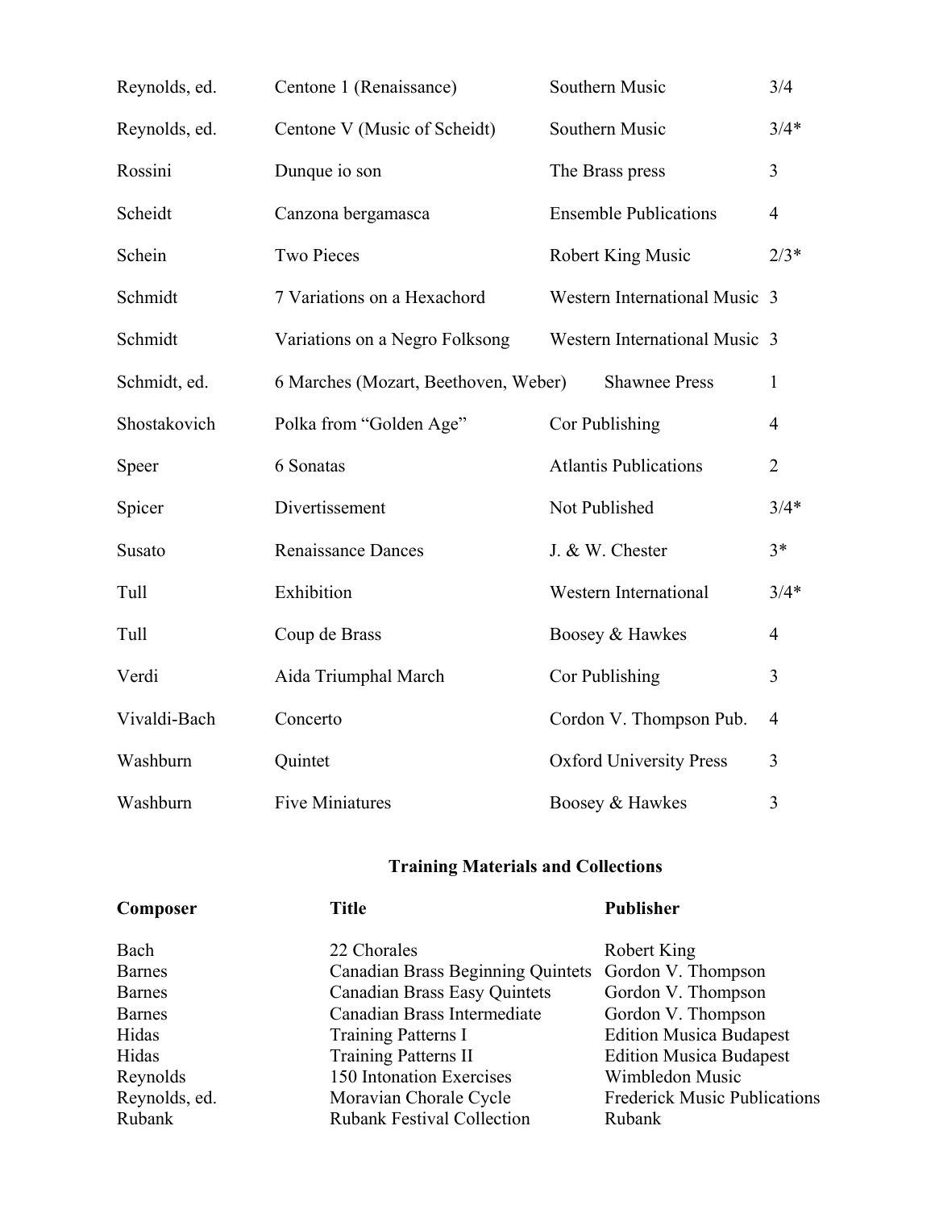| | | | |
|---|---|---|---|
| Reynolds, ed. | Centone 1 (Renaissance) | Southern Music | 3/4 |
| Reynolds, ed. | Centone V (Music of Scheidt) | Southern Music | 3/4* |
| Rossini | Dunque io son | The Brass press | 3 |
| Scheidt | Canzona bergamasca | Ensemble Publications | 4 |
| Schein | Two Pieces | Robert King Music | 2/3* |
| Schmidt | 7 Variations on a Hexachord | Western International Music | 3 |
| Schmidt | Variations on a Negro Folksong | Western International Music | 3 |
| Schmidt, ed. | 6 Marches (Mozart, Beethoven, Weber) | Shawnee Press | 1 |
| Shostakovich | Polka from "Golden Age" | Cor Publishing | 4 |
| Speer | 6 Sonatas | Atlantis Publications | 2 |
| Spicer | Divertissement | Not Published | 3/4* |
| Susato | Renaissance Dances | J. & W. Chester | 3* |
| Tull | Exhibition | Western International | 3/4* |
| Tull | Coup de Brass | Boosey & Hawkes | 4 |
| Verdi | Aida Triumphal March | Cor Publishing | 3 |
| Vivaldi-Bach | Concerto | Cordon V. Thompson Pub. | 4 |
| Washburn | Quintet | Oxford University Press | 3 |
| Washburn | Five Miniatures | Boosey & Hawkes | 3 |

## Training Materials and Collections

| Composer | Title | Publisher |
|---|---|---|
| Bach | 22 Chorales | Robert King |
| Barnes | Canadian Brass Beginning Quintets | Gordon V. Thompson |
| Barnes | Canadian Brass Easy Quintets | Gordon V. Thompson |
| Barnes | Canadian Brass Intermediate | Gordon V. Thompson |
| Hidas | Training Patterns I | Edition Musica Budapest |
| Hidas | Training Patterns II | Edition Musica Budapest |
| Reynolds | 150 Intonation Exercises | Wimbledon Music |
| Reynolds, ed. | Moravian Chorale Cycle | Frederick Music Publications |
| Rubank | Rubank Festival Collection | Rubank |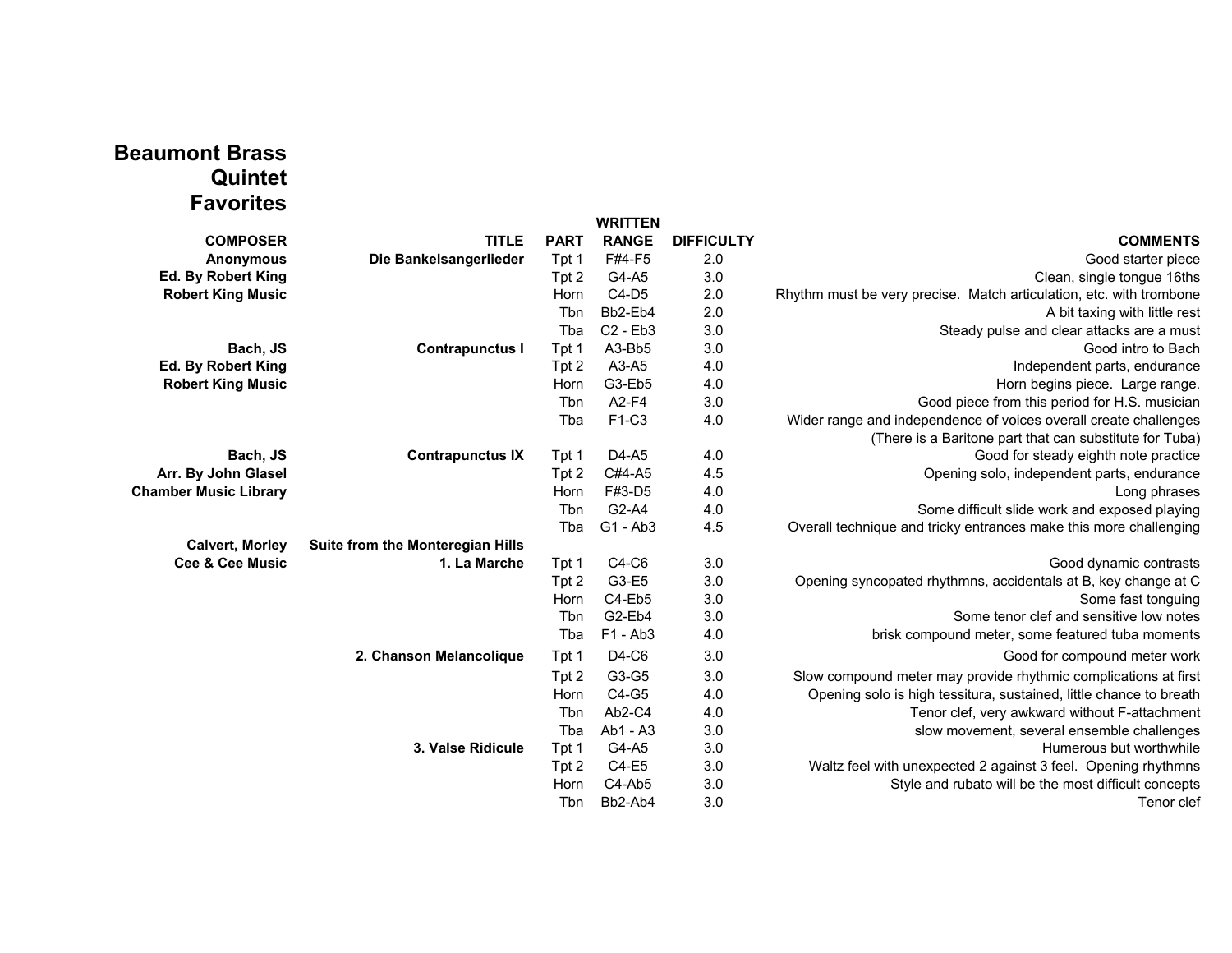# Beaumont Brass Quintet Favorites

| COMPOSER | TITLE | PART | WRITTEN RANGE | DIFFICULTY | COMMENTS |
|---|---|---|---|---|---|
| **Anonymous** | **Die Bankelsangerlieder** | Tpt 1 | F#4-F5 | 2.0 | Good starter piece |
| **Ed. By Robert King** | | Tpt 2 | G4-A5 | 3.0 | Clean, single tongue 16ths |
| **Robert King Music** | | Horn | C4-D5 | 2.0 | Rhythm must be very precise. Match articulation, etc. with trombone |
| | | Tbn | Bb2-Eb4 | 2.0 | A bit taxing with little rest |
| | | Tba | C2 - Eb3 | 3.0 | Steady pulse and clear attacks are a must |
| **Bach, JS** | **Contrapunctus I** | Tpt 1 | A3-Bb5 | 3.0 | Good intro to Bach |
| **Ed. By Robert King** | | Tpt 2 | A3-A5 | 4.0 | Independent parts, endurance |
| **Robert King Music** | | Horn | G3-Eb5 | 4.0 | Horn begins piece. Large range. |
| | | Tbn | A2-F4 | 3.0 | Good piece from this period for H.S. musician |
| | | Tba | F1-C3 | 4.0 | Wider range and independence of voices overall create challenges (There is a Baritone part that can substitute for Tuba) |
| **Bach, JS** | **Contrapunctus IX** | Tpt 1 | D4-A5 | 4.0 | Good for steady eighth note practice |
| **Arr. By John Glasel** | | Tpt 2 | C#4-A5 | 4.5 | Opening solo, independent parts, endurance |
| **Chamber Music Library** | | Horn | F#3-D5 | 4.0 | Long phrases |
| | | Tbn | G2-A4 | 4.0 | Some difficult slide work and exposed playing |
| | | Tba | G1 - Ab3 | 4.5 | Overall technique and tricky entrances make this more challenging |
| **Calvert, Morley** | **Suite from the Monteregian Hills** | | | | |
| **Cee & Cee Music** | **1. La Marche** | Tpt 1 | C4-C6 | 3.0 | Good dynamic contrasts |
| | | Tpt 2 | G3-E5 | 3.0 | Opening syncopated rhythmns, accidentals at B, key change at C |
| | | Horn | C4-Eb5 | 3.0 | Some fast tonguing |
| | | Tbn | G2-Eb4 | 3.0 | Some tenor clef and sensitive low notes |
| | | Tba | F1 - Ab3 | 4.0 | brisk compound meter, some featured tuba moments |
| | **2. Chanson Melancolique** | Tpt 1 | D4-C6 | 3.0 | Good for compound meter work |
| | | Tpt 2 | G3-G5 | 3.0 | Slow compound meter may provide rhythmic complications at first |
| | | Horn | C4-G5 | 4.0 | Opening solo is high tessitura, sustained, little chance to breath |
| | | Tbn | Ab2-C4 | 4.0 | Tenor clef, very awkward without F-attachment |
| | | Tba | Ab1 - A3 | 3.0 | slow movement, several ensemble challenges |
| | **3. Valse Ridicule** | Tpt 1 | G4-A5 | 3.0 | Humerous but worthwhile |
| | | Tpt 2 | C4-E5 | 3.0 | Waltz feel with unexpected 2 against 3 feel. Opening rhythms |
| | | Horn | C4-Ab5 | 3.0 | Style and rubato will be the most difficult concepts |
| | | Tbn | Bb2-Ab4 | 3.0 | Tenor clef |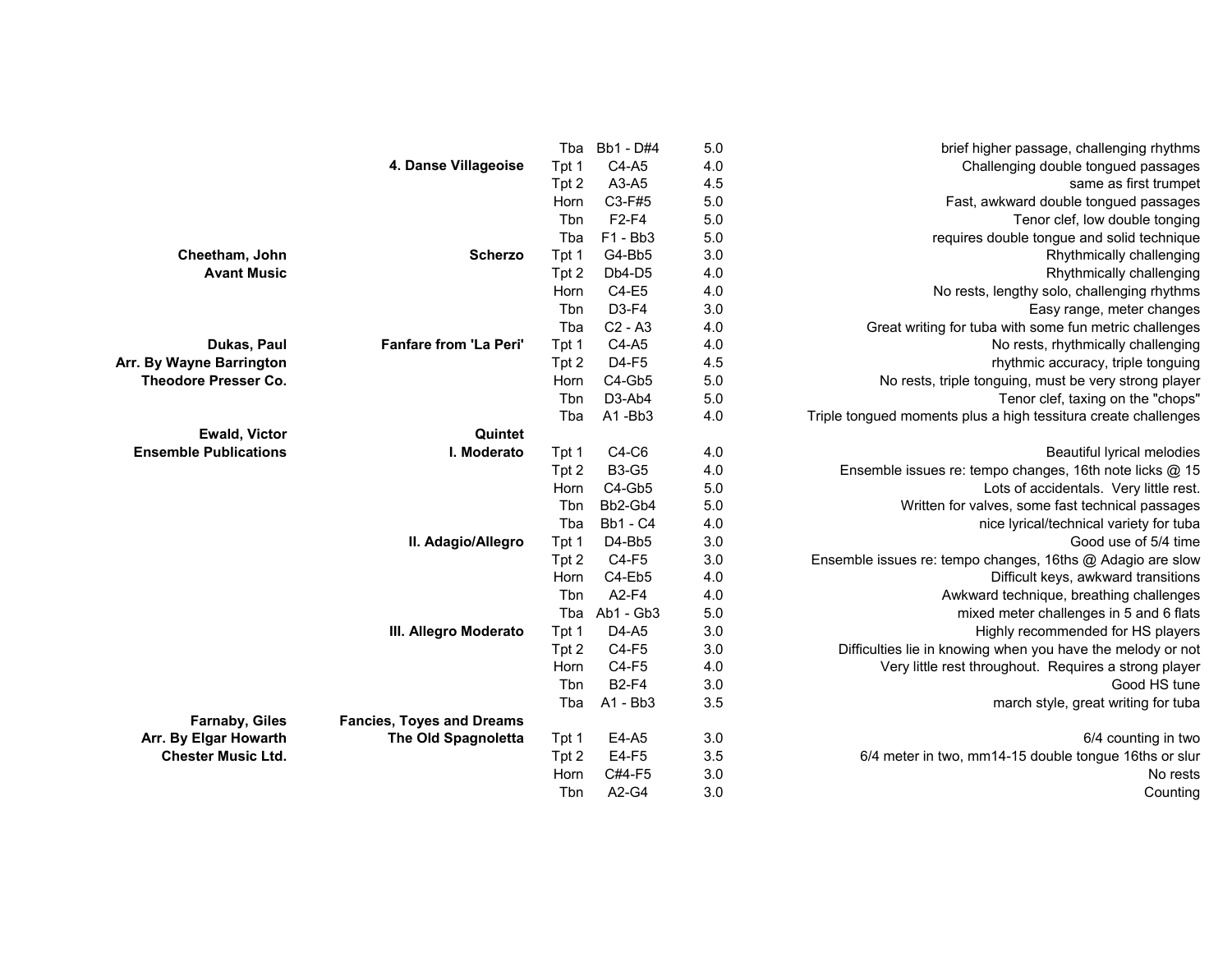| | | | | | |
|---|---|---|---|---|---|
| | | Tba | Bb1 - D#4 | 5.0 | brief higher passage, challenging rhythms |
| | **4. Danse Villageoise** | Tpt 1 | C4-A5 | 4.0 | Challenging double tongued passages |
| | | Tpt 2 | A3-A5 | 4.5 | same as first trumpet |
| | | Horn | C3-F#5 | 5.0 | Fast, awkward double tongued passages |
| | | Tbn | F2-F4 | 5.0 | Tenor clef, low double tonging |
| | | Tba | F1 - Bb3 | 5.0 | requires double tongue and solid technique |
| **Cheetham, John** | **Scherzo** | Tpt 1 | G4-Bb5 | 3.0 | Rhythmically challenging |
| **Avant Music** | | Tpt 2 | Db4-D5 | 4.0 | Rhythmically challenging |
| | | Horn | C4-E5 | 4.0 | No rests, lengthy solo, challenging rhythms |
| | | Tbn | D3-F4 | 3.0 | Easy range, meter changes |
| | | Tba | C2 - A3 | 4.0 | Great writing for tuba with some fun metric challenges |
| **Dukas, Paul** | **Fanfare from 'La Peri'** | Tpt 1 | C4-A5 | 4.0 | No rests, rhythmically challenging |
| **Arr. By Wayne Barrington** | | Tpt 2 | D4-F5 | 4.5 | rhythmic accuracy, triple tonguing |
| **Theodore Presser Co.** | | Horn | C4-Gb5 | 5.0 | No rests, triple tonguing, must be very strong player |
| | | Tbn | D3-Ab4 | 5.0 | Tenor clef, taxing on the "chops" |
| | | Tba | A1 -Bb3 | 4.0 | Triple tongued moments plus a high tessitura create challenges |
| **Ewald, Victor** | **Quintet** | | | | |
| **Ensemble Publications** | **I. Moderato** | Tpt 1 | C4-C6 | 4.0 | Beautiful lyrical melodies |
| | | Tpt 2 | B3-G5 | 4.0 | Ensemble issues re: tempo changes, 16th note licks @ 15 |
| | | Horn | C4-Gb5 | 5.0 | Lots of accidentals. Very little rest. |
| | | Tbn | Bb2-Gb4 | 5.0 | Written for valves, some fast technical passages |
| | | Tba | Bb1 - C4 | 4.0 | nice lyrical/technical variety for tuba |
| | **II. Adagio/Allegro** | Tpt 1 | D4-Bb5 | 3.0 | Good use of 5/4 time |
| | | Tpt 2 | C4-F5 | 3.0 | Ensemble issues re: tempo changes, 16ths @ Adagio are slow |
| | | Horn | C4-Eb5 | 4.0 | Difficult keys, awkward transitions |
| | | Tbn | A2-F4 | 4.0 | Awkward technique, breathing challenges |
| | | Tba | Ab1 - Gb3 | 5.0 | mixed meter challenges in 5 and 6 flats |
| | **III. Allegro Moderato** | Tpt 1 | D4-A5 | 3.0 | Highly recommended for HS players |
| | | Tpt 2 | C4-F5 | 3.0 | Difficulties lie in knowing when you have the melody or not |
| | | Horn | C4-F5 | 4.0 | Very little rest throughout. Requires a strong player |
| | | Tbn | B2-F4 | 3.0 | Good HS tune |
| | | Tba | A1 - Bb3 | 3.5 | march style, great writing for tuba |
| **Farnaby, Giles** | **Fancies, Toyes and Dreams** | | | | |
| **Arr. By Elgar Howarth** | **The Old Spagnoletta** | Tpt 1 | E4-A5 | 3.0 | 6/4 counting in two |
| **Chester Music Ltd.** | | Tpt 2 | E4-F5 | 3.5 | 6/4 meter in two, mm14-15 double tongue 16ths or slur |
| | | Horn | C#4-F5 | 3.0 | No rests |
| | | Tbn | A2-G4 | 3.0 | Counting |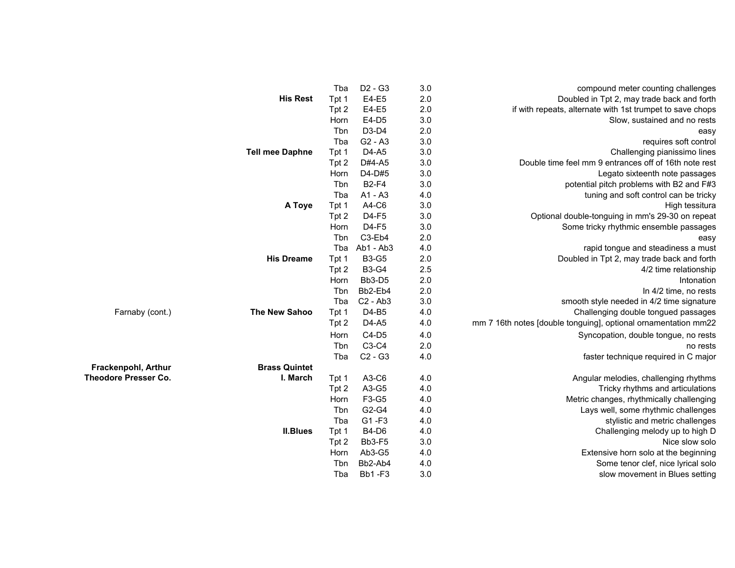| Composer / Publisher | Title / Movement | Part | Range | Grade | Comments |
|---|---|---|---|---|---|
| | | Tba | D2 - G3 | 3.0 | compound meter counting challenges |
| | **His Rest** | Tpt 1 | E4-E5 | 2.0 | Doubled in Tpt 2, may trade back and forth |
| | | Tpt 2 | E4-E5 | 2.0 | if with repeats, alternate with 1st trumpet to save chops |
| | | Horn | E4-D5 | 3.0 | Slow, sustained and no rests |
| | | Tbn | D3-D4 | 2.0 | easy |
| | | Tba | G2 - A3 | 3.0 | requires soft control |
| | **Tell mee Daphne** | Tpt 1 | D4-A5 | 3.0 | Challenging pianissimo lines |
| | | Tpt 2 | D#4-A5 | 3.0 | Double time feel mm 9 entrances off of 16th note rest |
| | | Horn | D4-D#5 | 3.0 | Legato sixteenth note passages |
| | | Tbn | B2-F4 | 3.0 | potential pitch problems with B2 and F#3 |
| | | Tba | A1 - A3 | 4.0 | tuning and soft control can be tricky |
| | **A Toye** | Tpt 1 | A4-C6 | 3.0 | High tessitura |
| | | Tpt 2 | D4-F5 | 3.0 | Optional double-tonguing in mm's 29-30 on repeat |
| | | Horn | D4-F5 | 3.0 | Some tricky rhythmic ensemble passages |
| | | Tbn | C3-Eb4 | 2.0 | easy |
| | | Tba | Ab1 - Ab3 | 4.0 | rapid tongue and steadiness a must |
| | **His Dreame** | Tpt 1 | B3-G5 | 2.0 | Doubled in Tpt 2, may trade back and forth |
| | | Tpt 2 | B3-G4 | 2.5 | 4/2 time relationship |
| | | Horn | Bb3-D5 | 2.0 | Intonation |
| | | Tbn | Bb2-Eb4 | 2.0 | In 4/2 time, no rests |
| | | Tba | C2 - Ab3 | 3.0 | smooth style needed in 4/2 time signature |
| Farnaby (cont.) | **The New Sahoo** | Tpt 1 | D4-B5 | 4.0 | Challenging double tongued passages |
| | | Tpt 2 | D4-A5 | 4.0 | mm 7 16th notes [double tonguing], optional ornamentation mm22 |
| | | Horn | C4-D5 | 4.0 | Syncopation, double tongue, no rests |
| | | Tbn | C3-C4 | 2.0 | no rests |
| | | Tba | C2 - G3 | 4.0 | faster technique required in C major |
| **Frackenpohl, Arthur** | **Brass Quintet** | | | | |
| **Theodore Presser Co.** | **I. March** | Tpt 1 | A3-C6 | 4.0 | Angular melodies, challenging rhythms |
| | | Tpt 2 | A3-G5 | 4.0 | Tricky rhythms and articulations |
| | | Horn | F3-G5 | 4.0 | Metric changes, rhythmically challenging |
| | | Tbn | G2-G4 | 4.0 | Lays well, some rhythmic challenges |
| | | Tba | G1 -F3 | 4.0 | stylistic and metric challenges |
| | **II.Blues** | Tpt 1 | B4-D6 | 4.0 | Challenging melody up to high D |
| | | Tpt 2 | Bb3-F5 | 3.0 | Nice slow solo |
| | | Horn | Ab3-G5 | 4.0 | Extensive horn solo at the beginning |
| | | Tbn | Bb2-Ab4 | 4.0 | Some tenor clef, nice lyrical solo |
| | | Tba | Bb1 -F3 | 3.0 | slow movement in Blues setting |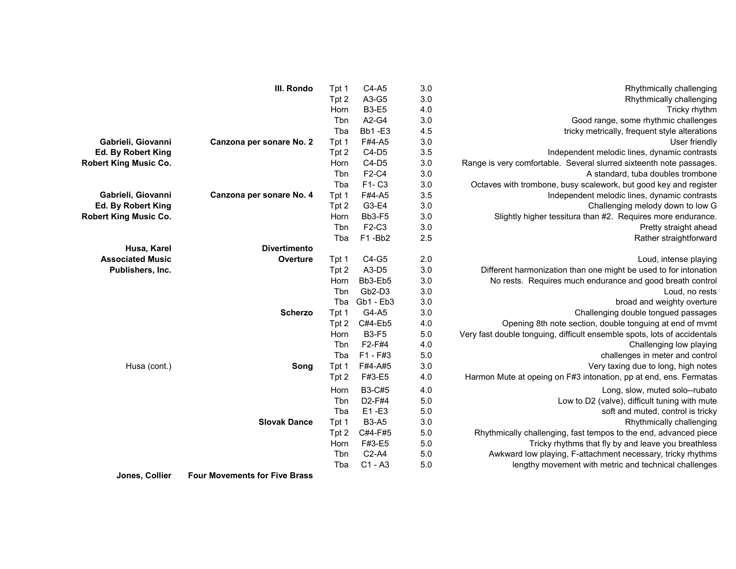| Composer / Publisher | Title / Movement | Part | Range | Grade | Comments |
|---|---|---|---|---|---|
| | **III. Rondo** | Tpt 1 | C4-A5 | 3.0 | Rhythmically challenging |
| | | Tpt 2 | A3-G5 | 3.0 | Rhythmically challenging |
| | | Horn | B3-E5 | 4.0 | Tricky rhythm |
| | | Tbn | A2-G4 | 3.0 | Good range, some rhythmic challenges |
| | | Tba | Bb1 -E3 | 4.5 | tricky metrically, frequent style alterations |
| **Gabrieli, Giovanni** | **Canzona per sonare No. 2** | Tpt 1 | F#4-A5 | 3.0 | User friendly |
| **Ed. By Robert King** | | Tpt 2 | C4-D5 | 3.5 | Independent melodic lines, dynamic contrasts |
| **Robert King Music Co.** | | Horn | C4-D5 | 3.0 | Range is very comfortable. Several slurred sixteenth note passages. |
| | | Tbn | F2-C4 | 3.0 | A standard, tuba doubles trombone |
| | | Tba | F1- C3 | 3.0 | Octaves with trombone, busy scalework, but good key and register |
| **Gabrieli, Giovanni** | **Canzona per sonare No. 4** | Tpt 1 | F#4-A5 | 3.5 | Independent melodic lines, dynamic contrasts |
| **Ed. By Robert King** | | Tpt 2 | G3-E4 | 3.0 | Challenging melody down to low G |
| **Robert King Music Co.** | | Horn | Bb3-F5 | 3.0 | Slightly higher tessitura than #2. Requires more endurance. |
| | | Tbn | F2-C3 | 3.0 | Pretty straight ahead |
| | | Tba | F1 -Bb2 | 2.5 | Rather straightforward |
| **Husa, Karel** | **Divertimento** | | | | |
| **Associated Music** | **Overture** | Tpt 1 | C4-G5 | 2.0 | Loud, intense playing |
| **Publishers, Inc.** | | Tpt 2 | A3-D5 | 3.0 | Different harmonization than one might be used to for intonation |
| | | Horn | Bb3-Eb5 | 3.0 | No rests. Requires much endurance and good breath control |
| | | Tbn | Gb2-D3 | 3.0 | Loud, no rests |
| | | Tba | Gb1 - Eb3 | 3.0 | broad and weighty overture |
| | **Scherzo** | Tpt 1 | G4-A5 | 3.0 | Challenging double tongued passages |
| | | Tpt 2 | C#4-Eb5 | 4.0 | Opening 8th note section, double tonguing at end of mvmt |
| | | Horn | B3-F5 | 5.0 | Very fast double tonguing, difficult ensemble spots, lots of accidentals |
| | | Tbn | F2-F#4 | 4.0 | Challenging low playing |
| | | Tba | F1 - F#3 | 5.0 | challenges in meter and control |
| Husa (cont.) | **Song** | Tpt 1 | F#4-A#5 | 3.0 | Very taxing due to long, high notes |
| | | Tpt 2 | F#3-E5 | 4.0 | Harmon Mute at opeing on F#3 intonation, pp at end, ens. Fermatas |
| | | Horn | B3-C#5 | 4.0 | Long, slow, muted solo--rubato |
| | | Tbn | D2-F#4 | 5.0 | Low to D2 (valve), difficult tuning with mute |
| | | Tba | E1 -E3 | 5.0 | soft and muted, control is tricky |
| | **Slovak Dance** | Tpt 1 | B3-A5 | 3.0 | Rhythmically challenging |
| | | Tpt 2 | C#4-F#5 | 5.0 | Rhythmically challenging, fast tempos to the end, advanced piece |
| | | Horn | F#3-E5 | 5.0 | Tricky rhythms that fly by and leave you breathless |
| | | Tbn | C2-A4 | 5.0 | Awkward low playing, F-attachment necessary, tricky rhythms |
| | | Tba | C1 - A3 | 5.0 | lengthy movement with metric and technical challenges |
| **Jones, Collier** | **Four Movements for Five Brass** | | | | |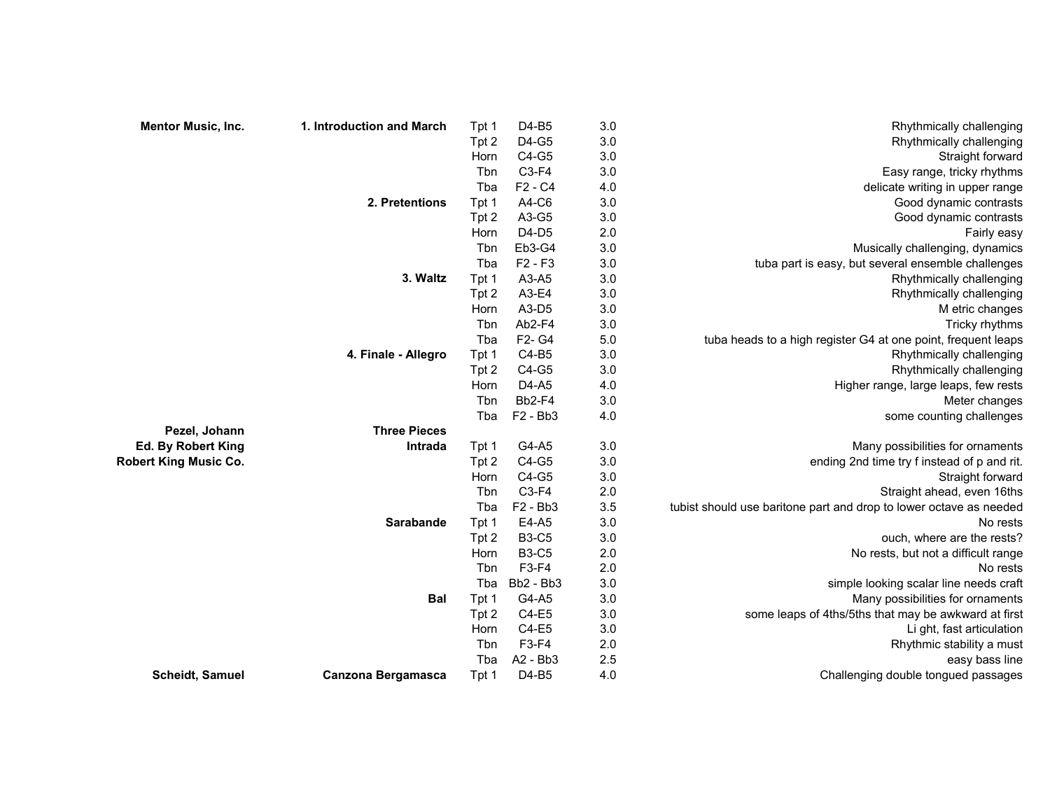| | | | | | |
|---|---|---|---|---|---|
| **Mentor Music, Inc.** | **1. Introduction and March** | Tpt 1 | D4-B5 | 3.0 | Rhythmically challenging |
| | | Tpt 2 | D4-G5 | 3.0 | Rhythmically challenging |
| | | Horn | C4-G5 | 3.0 | Straight forward |
| | | Tbn | C3-F4 | 3.0 | Easy range, tricky rhythms |
| | | Tba | F2 - C4 | 4.0 | delicate writing in upper range |
| | **2. Pretentions** | Tpt 1 | A4-C6 | 3.0 | Good dynamic contrasts |
| | | Tpt 2 | A3-G5 | 3.0 | Good dynamic contrasts |
| | | Horn | D4-D5 | 2.0 | Fairly easy |
| | | Tbn | Eb3-G4 | 3.0 | Musically challenging, dynamics |
| | | Tba | F2 - F3 | 3.0 | tuba part is easy, but several ensemble challenges |
| | **3. Waltz** | Tpt 1 | A3-A5 | 3.0 | Rhythmically challenging |
| | | Tpt 2 | A3-E4 | 3.0 | Rhythmically challenging |
| | | Horn | A3-D5 | 3.0 | M etric changes |
| | | Tbn | Ab2-F4 | 3.0 | Tricky rhythms |
| | | Tba | F2- G4 | 5.0 | tuba heads to a high register G4 at one point, frequent leaps |
| | **4. Finale - Allegro** | Tpt 1 | C4-B5 | 3.0 | Rhythmically challenging |
| | | Tpt 2 | C4-G5 | 3.0 | Rhythmically challenging |
| | | Horn | D4-A5 | 4.0 | Higher range, large leaps, few rests |
| | | Tbn | Bb2-F4 | 3.0 | Meter changes |
| | | Tba | F2 - Bb3 | 4.0 | some counting challenges |
| **Pezel, Johann** | **Three Pieces** | | | | |
| **Ed. By Robert King** | **Intrada** | Tpt 1 | G4-A5 | 3.0 | Many possibilities for ornaments |
| **Robert King Music Co.** | | Tpt 2 | C4-G5 | 3.0 | ending 2nd time try f instead of p and rit. |
| | | Horn | C4-G5 | 3.0 | Straight forward |
| | | Tbn | C3-F4 | 2.0 | Straight ahead, even 16ths |
| | | Tba | F2 - Bb3 | 3.5 | tubist should use baritone part and drop to lower octave as needed |
| | **Sarabande** | Tpt 1 | E4-A5 | 3.0 | No rests |
| | | Tpt 2 | B3-C5 | 3.0 | ouch, where are the rests? |
| | | Horn | B3-C5 | 2.0 | No rests, but not a difficult range |
| | | Tbn | F3-F4 | 2.0 | No rests |
| | | Tba | Bb2 - Bb3 | 3.0 | simple looking scalar line needs craft |
| | **Bal** | Tpt 1 | G4-A5 | 3.0 | Many possibilities for ornaments |
| | | Tpt 2 | C4-E5 | 3.0 | some leaps of 4ths/5ths that may be awkward at first |
| | | Horn | C4-E5 | 3.0 | Li ght, fast articulation |
| | | Tbn | F3-F4 | 2.0 | Rhythmic stability a must |
| | | Tba | A2 - Bb3 | 2.5 | easy bass line |
| **Scheidt, Samuel** | **Canzona Bergamasca** | Tpt 1 | D4-B5 | 4.0 | Challenging double tongued passages |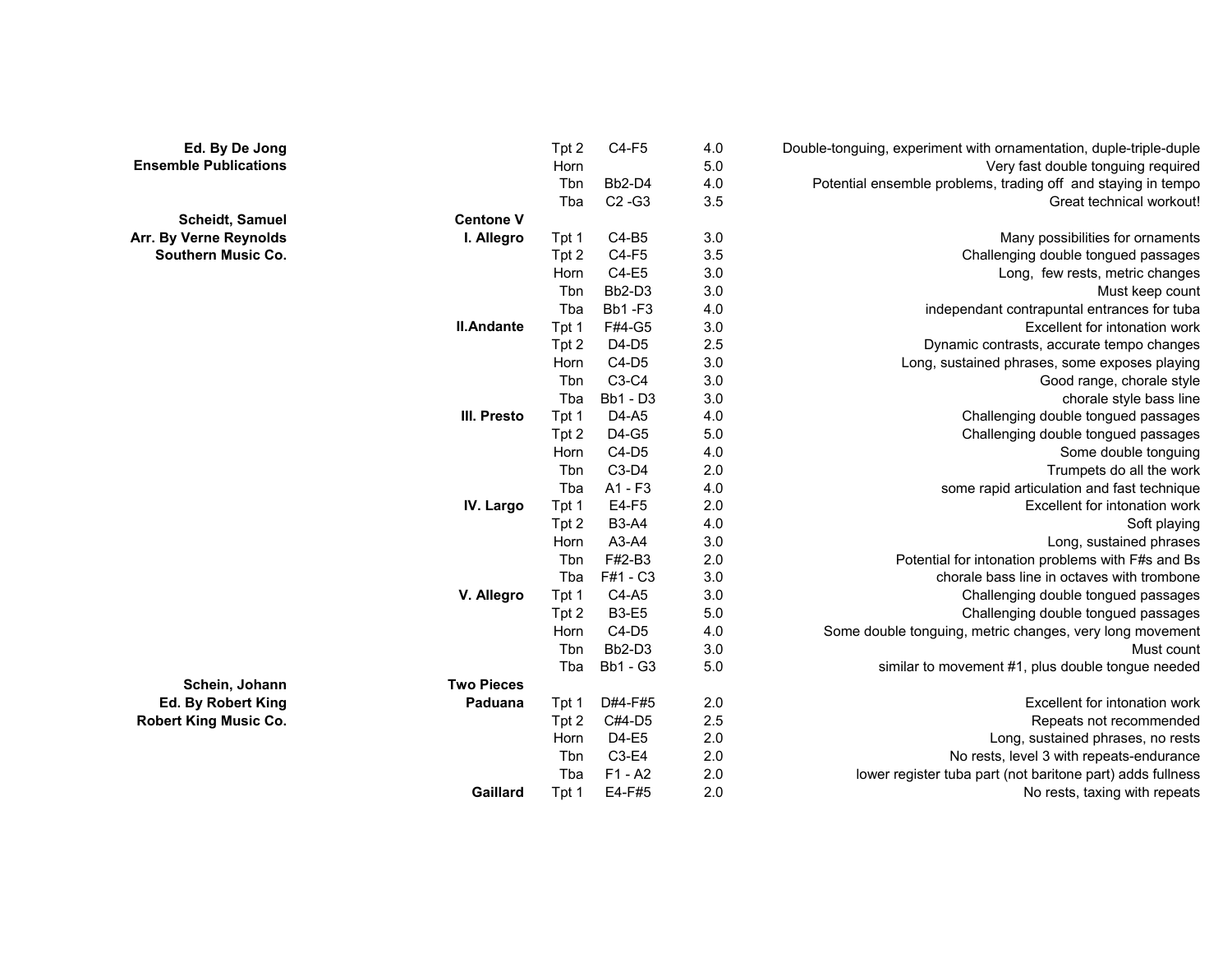| Composer/Arranger/Publisher | Title/Movement | Instrument | Range | Level | Comments |
|---|---|---|---|---|---|
| **Ed. By De Jong** | | Tpt 2 | C4-F5 | 4.0 | Double-tonguing, experiment with ornamentation, duple-triple-duple |
| **Ensemble Publications** | | Horn | | 5.0 | Very fast double tonguing required |
| | | Tbn | Bb2-D4 | 4.0 | Potential ensemble problems, trading off and staying in tempo |
| | | Tba | C2 -G3 | 3.5 | Great technical workout! |
| **Scheidt, Samuel** | **Centone V** | | | | |
| **Arr. By Verne Reynolds** | **I. Allegro** | Tpt 1 | C4-B5 | 3.0 | Many possibilities for ornaments |
| **Southern Music Co.** | | Tpt 2 | C4-F5 | 3.5 | Challenging double tongued passages |
| | | Horn | C4-E5 | 3.0 | Long, few rests, metric changes |
| | | Tbn | Bb2-D3 | 3.0 | Must keep count |
| | | Tba | Bb1 -F3 | 4.0 | independant contrapuntal entrances for tuba |
| | **II.Andante** | Tpt 1 | F#4-G5 | 3.0 | Excellent for intonation work |
| | | Tpt 2 | D4-D5 | 2.5 | Dynamic contrasts, accurate tempo changes |
| | | Horn | C4-D5 | 3.0 | Long, sustained phrases, some exposes playing |
| | | Tbn | C3-C4 | 3.0 | Good range, chorale style |
| | | Tba | Bb1 - D3 | 3.0 | chorale style bass line |
| | **III. Presto** | Tpt 1 | D4-A5 | 4.0 | Challenging double tongued passages |
| | | Tpt 2 | D4-G5 | 5.0 | Challenging double tongued passages |
| | | Horn | C4-D5 | 4.0 | Some double tonguing |
| | | Tbn | C3-D4 | 2.0 | Trumpets do all the work |
| | | Tba | A1 - F3 | 4.0 | some rapid articulation and fast technique |
| | **IV. Largo** | Tpt 1 | E4-F5 | 2.0 | Excellent for intonation work |
| | | Tpt 2 | B3-A4 | 4.0 | Soft playing |
| | | Horn | A3-A4 | 3.0 | Long, sustained phrases |
| | | Tbn | F#2-B3 | 2.0 | Potential for intonation problems with F#s and Bs |
| | | Tba | F#1 - C3 | 3.0 | chorale bass line in octaves with trombone |
| | **V. Allegro** | Tpt 1 | C4-A5 | 3.0 | Challenging double tongued passages |
| | | Tpt 2 | B3-E5 | 5.0 | Challenging double tongued passages |
| | | Horn | C4-D5 | 4.0 | Some double tonguing, metric changes, very long movement |
| | | Tbn | Bb2-D3 | 3.0 | Must count |
| | | Tba | Bb1 - G3 | 5.0 | similar to movement #1, plus double tongue needed |
| **Schein, Johann** | **Two Pieces** | | | | |
| **Ed. By Robert King** | **Paduana** | Tpt 1 | D#4-F#5 | 2.0 | Excellent for intonation work |
| **Robert King Music Co.** | | Tpt 2 | C#4-D5 | 2.5 | Repeats not recommended |
| | | Horn | D4-E5 | 2.0 | Long, sustained phrases, no rests |
| | | Tbn | C3-E4 | 2.0 | No rests, level 3 with repeats-endurance |
| | | Tba | F1 - A2 | 2.0 | lower register tuba part (not baritone part) adds fullness |
| | **Gaillard** | Tpt 1 | E4-F#5 | 2.0 | No rests, taxing with repeats |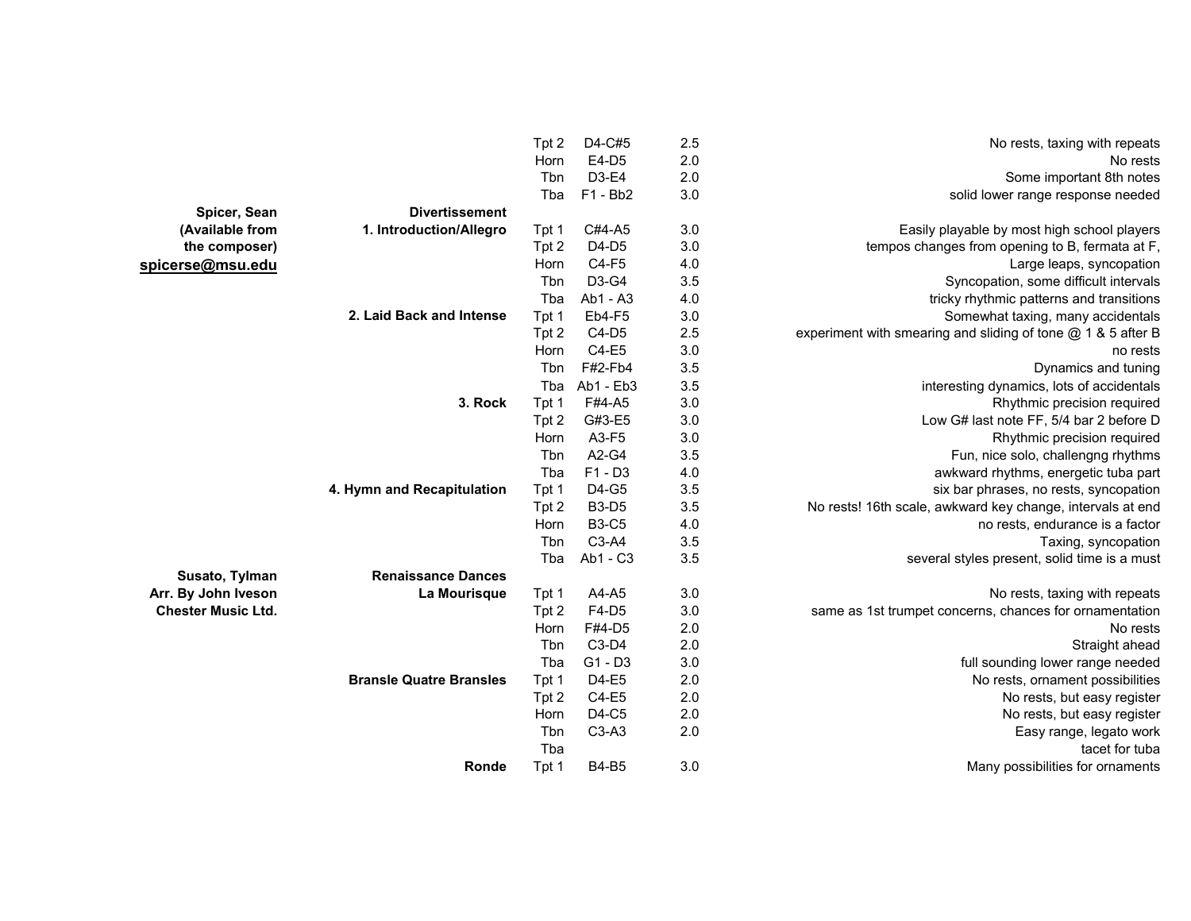| | | | | | |
|---|---|---|---|---|---|
| | | Tpt 2 | D4-C#5 | 2.5 | No rests, taxing with repeats |
| | | Horn | E4-D5 | 2.0 | No rests |
| | | Tbn | D3-E4 | 2.0 | Some important 8th notes |
| | | Tba | F1 - Bb2 | 3.0 | solid lower range response needed |
| **Spicer, Sean** | **Divertissement** | | | | |
| **(Available from** | **1. Introduction/Allegro** | Tpt 1 | C#4-A5 | 3.0 | Easily playable by most high school players |
| **the composer)** | | Tpt 2 | D4-D5 | 3.0 | tempos changes from opening to B, fermata at F, |
| **spicerse@msu.edu** | | Horn | C4-F5 | 4.0 | Large leaps, syncopation |
| | | Tbn | D3-G4 | 3.5 | Syncopation, some difficult intervals |
| | | Tba | Ab1 - A3 | 4.0 | tricky rhythmic patterns and transitions |
| | **2. Laid Back and Intense** | Tpt 1 | Eb4-F5 | 3.0 | Somewhat taxing, many accidentals |
| | | Tpt 2 | C4-D5 | 2.5 | experiment with smearing and sliding of tone @ 1 & 5 after B |
| | | Horn | C4-E5 | 3.0 | no rests |
| | | Tbn | F#2-Fb4 | 3.5 | Dynamics and tuning |
| | | Tba | Ab1 - Eb3 | 3.5 | interesting dynamics, lots of accidentals |
| | **3. Rock** | Tpt 1 | F#4-A5 | 3.0 | Rhythmic precision required |
| | | Tpt 2 | G#3-E5 | 3.0 | Low G# last note FF, 5/4 bar 2 before D |
| | | Horn | A3-F5 | 3.0 | Rhythmic precision required |
| | | Tbn | A2-G4 | 3.5 | Fun, nice solo, challengng rhythms |
| | | Tba | F1 - D3 | 4.0 | awkward rhythms, energetic tuba part |
| | **4. Hymn and Recapitulation** | Tpt 1 | D4-G5 | 3.5 | six bar phrases, no rests, syncopation |
| | | Tpt 2 | B3-D5 | 3.5 | No rests! 16th scale, awkward key change, intervals at end |
| | | Horn | B3-C5 | 4.0 | no rests, endurance is a factor |
| | | Tbn | C3-A4 | 3.5 | Taxing, syncopation |
| | | Tba | Ab1 - C3 | 3.5 | several styles present, solid time is a must |
| **Susato, Tylman** | **Renaissance Dances** | | | | |
| **Arr. By John Iveson** | **La Mourisque** | Tpt 1 | A4-A5 | 3.0 | No rests, taxing with repeats |
| **Chester Music Ltd.** | | Tpt 2 | F4-D5 | 3.0 | same as 1st trumpet concerns, chances for ornamentation |
| | | Horn | F#4-D5 | 2.0 | No rests |
| | | Tbn | C3-D4 | 2.0 | Straight ahead |
| | | Tba | G1 - D3 | 3.0 | full sounding lower range needed |
| | **Bransle Quatre Bransles** | Tpt 1 | D4-E5 | 2.0 | No rests, ornament possibilities |
| | | Tpt 2 | C4-E5 | 2.0 | No rests, but easy register |
| | | Horn | D4-C5 | 2.0 | No rests, but easy register |
| | | Tbn | C3-A3 | 2.0 | Easy range, legato work |
| | | Tba | | | tacet for tuba |
| | **Ronde** | Tpt 1 | B4-B5 | 3.0 | Many possibilities for ornaments |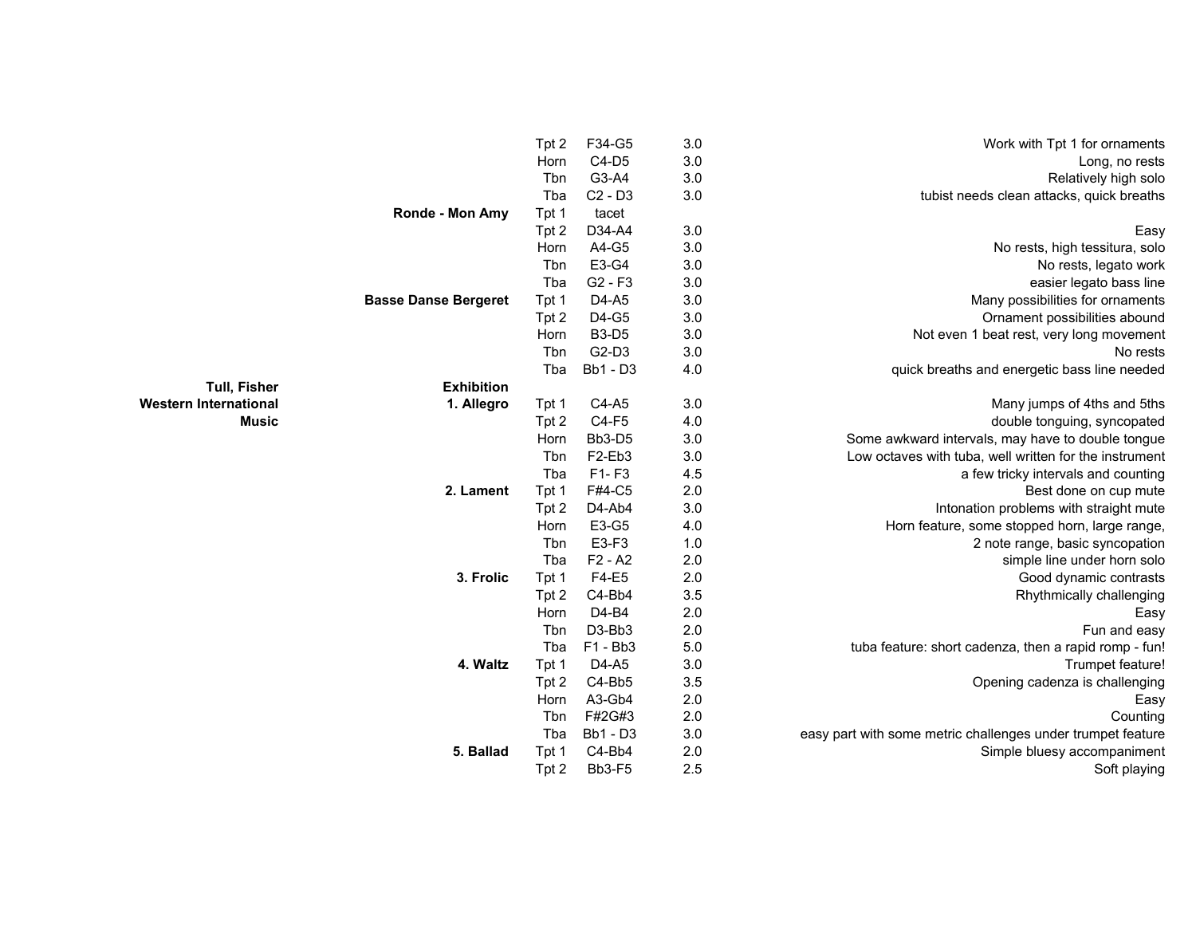| Composer/Publisher | Title/Movement | Instrument | Range | Grade | Comments |
|---|---|---|---|---|---|
| | | Tpt 2 | F34-G5 | 3.0 | Work with Tpt 1 for ornaments |
| | | Horn | C4-D5 | 3.0 | Long, no rests |
| | | Tbn | G3-A4 | 3.0 | Relatively high solo |
| | | Tba | C2 - D3 | 3.0 | tubist needs clean attacks, quick breaths |
| | **Ronde - Mon Amy** | Tpt 1 | tacet | | |
| | | Tpt 2 | D34-A4 | 3.0 | Easy |
| | | Horn | A4-G5 | 3.0 | No rests, high tessitura, solo |
| | | Tbn | E3-G4 | 3.0 | No rests, legato work |
| | | Tba | G2 - F3 | 3.0 | easier legato bass line |
| | **Basse Danse Bergeret** | Tpt 1 | D4-A5 | 3.0 | Many possibilities for ornaments |
| | | Tpt 2 | D4-G5 | 3.0 | Ornament possibilities abound |
| | | Horn | B3-D5 | 3.0 | Not even 1 beat rest, very long movement |
| | | Tbn | G2-D3 | 3.0 | No rests |
| | | Tba | Bb1 - D3 | 4.0 | quick breaths and energetic bass line needed |
| **Tull, Fisher** | **Exhibition** | | | | |
| **Western International** | **1. Allegro** | Tpt 1 | C4-A5 | 3.0 | Many jumps of 4ths and 5ths |
| **Music** | | Tpt 2 | C4-F5 | 4.0 | double tonguing, syncopated |
| | | Horn | Bb3-D5 | 3.0 | Some awkward intervals, may have to double tongue |
| | | Tbn | F2-Eb3 | 3.0 | Low octaves with tuba, well written for the instrument |
| | | Tba | F1- F3 | 4.5 | a few tricky intervals and counting |
| | **2. Lament** | Tpt 1 | F#4-C5 | 2.0 | Best done on cup mute |
| | | Tpt 2 | D4-Ab4 | 3.0 | Intonation problems with straight mute |
| | | Horn | E3-G5 | 4.0 | Horn feature, some stopped horn, large range, |
| | | Tbn | E3-F3 | 1.0 | 2 note range, basic syncopation |
| | | Tba | F2 - A2 | 2.0 | simple line under horn solo |
| | **3. Frolic** | Tpt 1 | F4-E5 | 2.0 | Good dynamic contrasts |
| | | Tpt 2 | C4-Bb4 | 3.5 | Rhythmically challenging |
| | | Horn | D4-B4 | 2.0 | Easy |
| | | Tbn | D3-Bb3 | 2.0 | Fun and easy |
| | | Tba | F1 - Bb3 | 5.0 | tuba feature: short cadenza, then a rapid romp - fun! |
| | **4. Waltz** | Tpt 1 | D4-A5 | 3.0 | Trumpet feature! |
| | | Tpt 2 | C4-Bb5 | 3.5 | Opening cadenza is challenging |
| | | Horn | A3-Gb4 | 2.0 | Easy |
| | | Tbn | F#2G#3 | 2.0 | Counting |
| | | Tba | Bb1 - D3 | 3.0 | easy part with some metric challenges under trumpet feature |
| | **5. Ballad** | Tpt 1 | C4-Bb4 | 2.0 | Simple bluesy accompaniment |
| | | Tpt 2 | Bb3-F5 | 2.5 | Soft playing |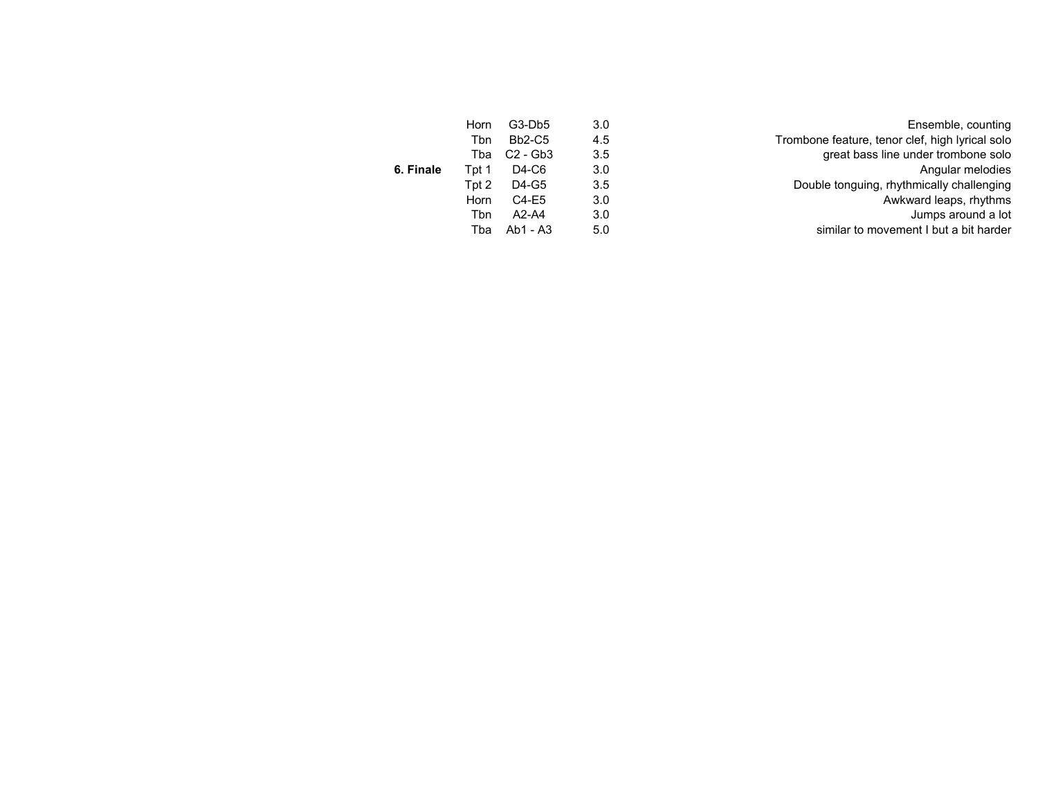| | | | | |
|---|---|---|---|---|
| | Horn | G3-Db5 | 3.0 | Ensemble, counting |
| | Tbn | Bb2-C5 | 4.5 | Trombone feature, tenor clef, high lyrical solo |
| | Tba | C2 - Gb3 | 3.5 | great bass line under trombone solo |
| **6. Finale** | Tpt 1 | D4-C6 | 3.0 | Angular melodies |
| | Tpt 2 | D4-G5 | 3.5 | Double tonguing, rhythmically challenging |
| | Horn | C4-E5 | 3.0 | Awkward leaps, rhythms |
| | Tbn | A2-A4 | 3.0 | Jumps around a lot |
| | Tba | Ab1 - A3 | 5.0 | similar to movement I but a bit harder |